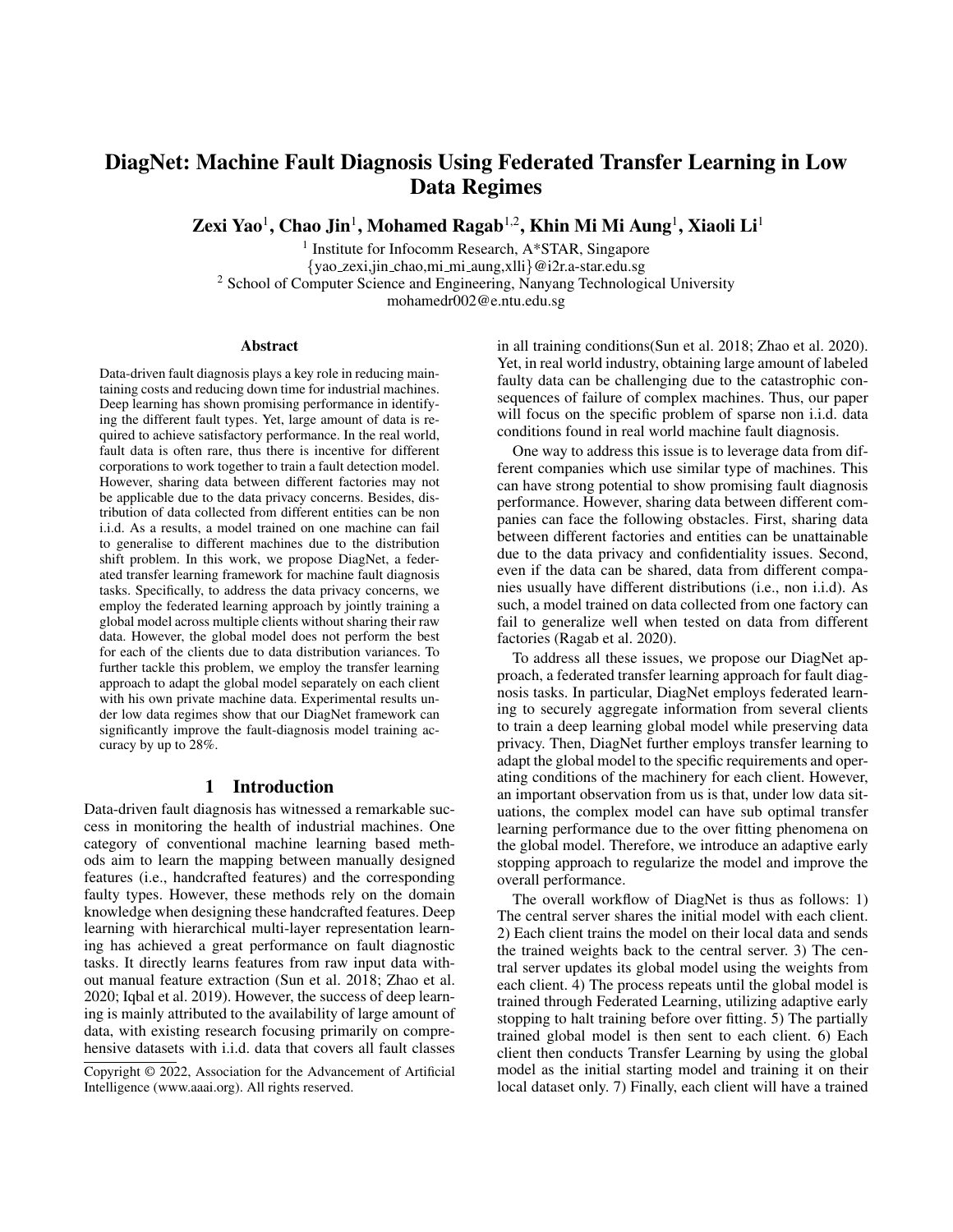# DiagNet: Machine Fault Diagnosis Using Federated Transfer Learning in Low Data Regimes

**Zexi Yao[1], Chao Jin[1], Mohamed Ragab[1,2], Khin Mi Mi Aung[1], Xiaoli Li[1]**

[1] Institute for Infocomm Research, A*STAR, Singapore
{yao_zexi,jin_chao,mi_mi_aung,xlli}@i2r.a-star.edu.sg
[2] School of Computer Science and Engineering, Nanyang Technological University
mohamedr002@e.ntu.edu.sg

### Abstract

Data-driven fault diagnosis plays a key role in reducing maintaining costs and reducing down time for industrial machines. Deep learning has shown promising performance in identifying the different fault types. Yet, large amount of data is required to achieve satisfactory performance. In the real world, fault data is often rare, thus there is incentive for different corporations to work together to train a fault detection model. However, sharing data between different factories may not be applicable due to the data privacy concerns. Besides, distribution of data collected from different entities can be non i.i.d. As a results, a model trained on one machine can fail to generalise to different machines due to the distribution shift problem. In this work, we propose DiagNet, a federated transfer learning framework for machine fault diagnosis tasks. Specifically, to address the data privacy concerns, we employ the federated learning approach by jointly training a global model across multiple clients without sharing their raw data. However, the global model does not perform the best for each of the clients due to data distribution variances. To further tackle this problem, we employ the transfer learning approach to adapt the global model separately on each client with his own private machine data. Experimental results under low data regimes show that our DiagNet framework can significantly improve the fault-diagnosis model training accuracy by up to 28%.

## 1 Introduction

Data-driven fault diagnosis has witnessed a remarkable success in monitoring the health of industrial machines. One category of conventional machine learning based methods aim to learn the mapping between manually designed features (i.e., handcrafted features) and the corresponding faulty types. However, these methods rely on the domain knowledge when designing these handcrafted features. Deep learning with hierarchical multi-layer representation learning has achieved a great performance on fault diagnostic tasks. It directly learns features from raw input data without manual feature extraction (Sun et al. 2018; Zhao et al. 2020; Iqbal et al. 2019). However, the success of deep learning is mainly attributed to the availability of large amount of data, with existing research focusing primarily on comprehensive datasets with i.i.d. data that covers all fault classes in all training conditions(Sun et al. 2018; Zhao et al. 2020). Yet, in real world industry, obtaining large amount of labeled faulty data can be challenging due to the catastrophic consequences of failure of complex machines. Thus, our paper will focus on the specific problem of sparse non i.i.d. data conditions found in real world machine fault diagnosis.

One way to address this issue is to leverage data from different companies which use similar type of machines. This can have strong potential to show promising fault diagnosis performance. However, sharing data between different companies can face the following obstacles. First, sharing data between different factories and entities can be unattainable due to the data privacy and confidentiality issues. Second, even if the data can be shared, data from different companies usually have different distributions (i.e., non i.i.d). As such, a model trained on data collected from one factory can fail to generalize well when tested on data from different factories (Ragab et al. 2020).

To address all these issues, we propose our DiagNet approach, a federated transfer learning approach for fault diagnosis tasks. In particular, DiagNet employs federated learning to securely aggregate information from several clients to train a deep learning global model while preserving data privacy. Then, DiagNet further employs transfer learning to adapt the global model to the specific requirements and operating conditions of the machinery for each client. However, an important observation from us is that, under low data situations, the complex model can have sub optimal transfer learning performance due to the over fitting phenomena on the global model. Therefore, we introduce an adaptive early stopping approach to regularize the model and improve the overall performance.

The overall workflow of DiagNet is thus as follows: 1) The central server shares the initial model with each client. 2) Each client trains the model on their local data and sends the trained weights back to the central server. 3) The central server updates its global model using the weights from each client. 4) The process repeats until the global model is trained through Federated Learning, utilizing adaptive early stopping to halt training before over fitting. 5) The partially trained global model is then sent to each client. 6) Each client then conducts Transfer Learning by using the global model as the initial starting model and training it on their local dataset only. 7) Finally, each client will have a trained

Copyright © 2022, Association for the Advancement of Artificial Intelligence (www.aaai.org). All rights reserved.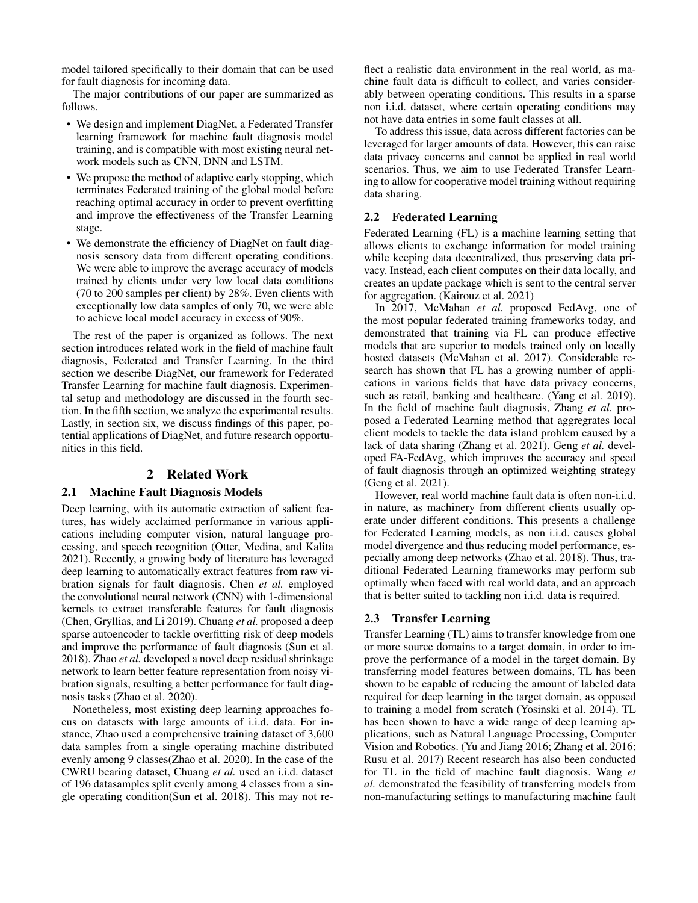model tailored specifically to their domain that can be used for fault diagnosis for incoming data.

The major contributions of our paper are summarized as follows.

- We design and implement DiagNet, a Federated Transfer learning framework for machine fault diagnosis model training, and is compatible with most existing neural network models such as CNN, DNN and LSTM.
- We propose the method of adaptive early stopping, which terminates Federated training of the global model before reaching optimal accuracy in order to prevent overfitting and improve the effectiveness of the Transfer Learning stage.
- We demonstrate the efficiency of DiagNet on fault diagnosis sensory data from different operating conditions. We were able to improve the average accuracy of models trained by clients under very low local data conditions (70 to 200 samples per client) by 28%. Even clients with exceptionally low data samples of only 70, we were able to achieve local model accuracy in excess of 90%.

The rest of the paper is organized as follows. The next section introduces related work in the field of machine fault diagnosis, Federated and Transfer Learning. In the third section we describe DiagNet, our framework for Federated Transfer Learning for machine fault diagnosis. Experimental setup and methodology are discussed in the fourth section. In the fifth section, we analyze the experimental results. Lastly, in section six, we discuss findings of this paper, potential applications of DiagNet, and future research opportunities in this field.

# 2 Related Work

## 2.1 Machine Fault Diagnosis Models

Deep learning, with its automatic extraction of salient features, has widely acclaimed performance in various applications including computer vision, natural language processing, and speech recognition (Otter, Medina, and Kalita 2021). Recently, a growing body of literature has leveraged deep learning to automatically extract features from raw vibration signals for fault diagnosis. Chen *et al.* employed the convolutional neural network (CNN) with 1-dimensional kernels to extract transferable features for fault diagnosis (Chen, Gryllias, and Li 2019). Chuang *et al.* proposed a deep sparse autoencoder to tackle overfitting risk of deep models and improve the performance of fault diagnosis (Sun et al. 2018). Zhao *et al.* developed a novel deep residual shrinkage network to learn better feature representation from noisy vibration signals, resulting a better performance for fault diagnosis tasks (Zhao et al. 2020).

Nonetheless, most existing deep learning approaches focus on datasets with large amounts of i.i.d. data. For instance, Zhao used a comprehensive training dataset of 3,600 data samples from a single operating machine distributed evenly among 9 classes(Zhao et al. 2020). In the case of the CWRU bearing dataset, Chuang *et al.* used an i.i.d. dataset of 196 datasamples split evenly among 4 classes from a single operating condition(Sun et al. 2018). This may not reflect a realistic data environment in the real world, as machine fault data is difficult to collect, and varies considerably between operating conditions. This results in a sparse non i.i.d. dataset, where certain operating conditions may not have data entries in some fault classes at all.

To address this issue, data across different factories can be leveraged for larger amounts of data. However, this can raise data privacy concerns and cannot be applied in real world scenarios. Thus, we aim to use Federated Transfer Learning to allow for cooperative model training without requiring data sharing.

## 2.2 Federated Learning

Federated Learning (FL) is a machine learning setting that allows clients to exchange information for model training while keeping data decentralized, thus preserving data privacy. Instead, each client computes on their data locally, and creates an update package which is sent to the central server for aggregation. (Kairouz et al. 2021)

In 2017, McMahan *et al.* proposed FedAvg, one of the most popular federated training frameworks today, and demonstrated that training via FL can produce effective models that are superior to models trained only on locally hosted datasets (McMahan et al. 2017). Considerable research has shown that FL has a growing number of applications in various fields that have data privacy concerns, such as retail, banking and healthcare. (Yang et al. 2019). In the field of machine fault diagnosis, Zhang *et al.* proposed a Federated Learning method that aggregrates local client models to tackle the data island problem caused by a lack of data sharing (Zhang et al. 2021). Geng *et al.* developed FA-FedAvg, which improves the accuracy and speed of fault diagnosis through an optimized weighting strategy (Geng et al. 2021).

However, real world machine fault data is often non-i.i.d. in nature, as machinery from different clients usually operate under different conditions. This presents a challenge for Federated Learning models, as non i.i.d. causes global model divergence and thus reducing model performance, especially among deep networks (Zhao et al. 2018). Thus, traditional Federated Learning frameworks may perform sub optimally when faced with real world data, and an approach that is better suited to tackling non i.i.d. data is required.

## 2.3 Transfer Learning

Transfer Learning (TL) aims to transfer knowledge from one or more source domains to a target domain, in order to improve the performance of a model in the target domain. By transferring model features between domains, TL has been shown to be capable of reducing the amount of labeled data required for deep learning in the target domain, as opposed to training a model from scratch (Yosinski et al. 2014). TL has been shown to have a wide range of deep learning applications, such as Natural Language Processing, Computer Vision and Robotics. (Yu and Jiang 2016; Zhang et al. 2016; Rusu et al. 2017) Recent research has also been conducted for TL in the field of machine fault diagnosis. Wang *et al.* demonstrated the feasibility of transferring models from non-manufacturing settings to manufacturing machine fault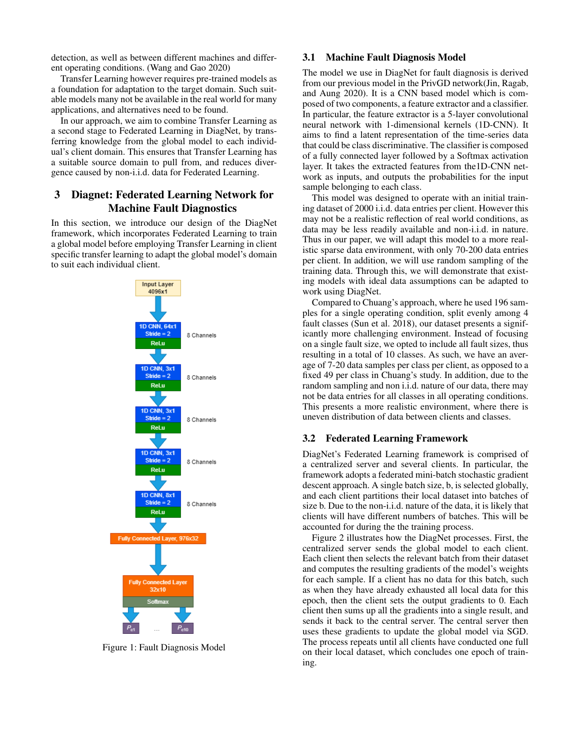detection, as well as between different machines and different operating conditions. (Wang and Gao 2020)

Transfer Learning however requires pre-trained models as a foundation for adaptation to the target domain. Such suitable models many not be available in the real world for many applications, and alternatives need to be found.

In our approach, we aim to combine Transfer Learning as a second stage to Federated Learning in DiagNet, by transferring knowledge from the global model to each individual's client domain. This ensures that Transfer Learning has a suitable source domain to pull from, and reduces divergence caused by non-i.i.d. data for Federated Learning.

# 3 Diagnet: Federated Learning Network for Machine Fault Diagnostics

In this section, we introduce our design of the DiagNet framework, which incorporates Federated Learning to train a global model before employing Transfer Learning in client specific transfer learning to adapt the global model's domain to suit each individual client.

Input Layer 4096x1

1D CNN, 64x1 Stride = 2 ReLu — 8 Channels

1D CNN, 3x1 Stride = 2 ReLu — 8 Channels

1D CNN, 3x1 Stride = 2 ReLu — 8 Channels

1D CNN, 3x1 Stride = 2 ReLu — 8 Channels

1D CNN, 8x1 Stride = 2 ReLu — 8 Channels

Fully Connected Layer, 976x32

Fully Connected Layer 32x10

Softmax

$P_{c1}$ ... $P_{c10}$

Figure 1: Fault Diagnosis Model

## 3.1 Machine Fault Diagnosis Model

The model we use in DiagNet for fault diagnosis is derived from our previous model in the PrivGD network(Jin, Ragab, and Aung 2020). It is a CNN based model which is composed of two components, a feature extractor and a classifier. In particular, the feature extractor is a 5-layer convolutional neural network with 1-dimensional kernels (1D-CNN). It aims to find a latent representation of the time-series data that could be class discriminative. The classifier is composed of a fully connected layer followed by a Softmax activation layer. It takes the extracted features from the1D-CNN network as inputs, and outputs the probabilities for the input sample belonging to each class.

This model was designed to operate with an initial training dataset of 2000 i.i.d. data entries per client. However this may not be a realistic reflection of real world conditions, as data may be less readily available and non-i.i.d. in nature. Thus in our paper, we will adapt this model to a more realistic sparse data environment, with only 70-200 data entries per client. In addition, we will use random sampling of the training data. Through this, we will demonstrate that existing models with ideal data assumptions can be adapted to work using DiagNet.

Compared to Chuang's approach, where he used 196 samples for a single operating condition, split evenly among 4 fault classes (Sun et al. 2018), our dataset presents a significantly more challenging environment. Instead of focusing on a single fault size, we opted to include all fault sizes, thus resulting in a total of 10 classes. As such, we have an average of 7-20 data samples per class per client, as opposed to a fixed 49 per class in Chuang's study. In addition, due to the random sampling and non i.i.d. nature of our data, there may not be data entries for all classes in all operating conditions. This presents a more realistic environment, where there is uneven distribution of data between clients and classes.

## 3.2 Federated Learning Framework

DiagNet's Federated Learning framework is comprised of a centralized server and several clients. In particular, the framework adopts a federated mini-batch stochastic gradient descent approach. A single batch size, b, is selected globally, and each client partitions their local dataset into batches of size b. Due to the non-i.i.d. nature of the data, it is likely that clients will have different numbers of batches. This will be accounted for during the the training process.

Figure 2 illustrates how the DiagNet processes. First, the centralized server sends the global model to each client. Each client then selects the relevant batch from their dataset and computes the resulting gradients of the model's weights for each sample. If a client has no data for this batch, such as when they have already exhausted all local data for this epoch, then the client sets the output gradients to 0. Each client then sums up all the gradients into a single result, and sends it back to the central server. The central server then uses these gradients to update the global model via SGD. The process repeats until all clients have conducted one full on their local dataset, which concludes one epoch of training.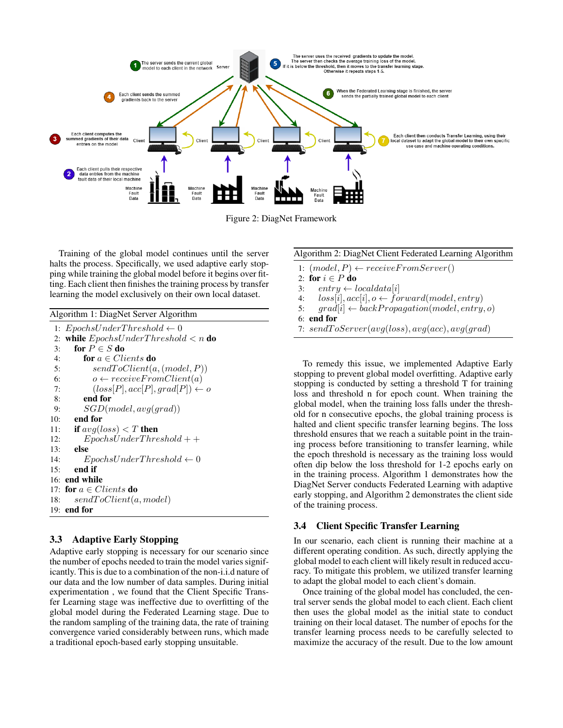Figure 2: DiagNet Framework

Training of the global model continues until the server halts the process. Specifically, we used adaptive early stopping while training the global model before it begins over fitting. Each client then finishes the training process by transfer learning the model exclusively on their own local dataset.

**Algorithm 1:** DiagNet Server Algorithm

```
1:  EpochsUnderThreshold ← 0
2:  while EpochsUnderThreshold < n do
3:      for P ∈ S do
4:          for a ∈ Clients do
5:              sendToClient(a, (model, P))
6:              o ← receiveFromClient(a)
7:              (loss[P], acc[P], grad[P]) ← o
8:          end for
9:          SGD(model, avg(grad))
10:     end for
11:     if avg(loss) < T then
12:         EpochsUnderThreshold + +
13:     else
14:         EpochsUnderThreshold ← 0
15:     end if
16: end while
17: for a ∈ Clients do
18:     sendToClient(a, model)
19: end for
```

### 3.3 Adaptive Early Stopping

Adaptive early stopping is necessary for our scenario since the number of epochs needed to train the model varies significantly. This is due to a combination of the non-i.i.d nature of our data and the low number of data samples. During initial experimentation , we found that the Client Specific Transfer Learning stage was ineffective due to overfitting of the global model during the Federated Learning stage. Due to the random sampling of the training data, the rate of training convergence varied considerably between runs, which made a traditional epoch-based early stopping unsuitable.

**Algorithm 2:** DiagNet Client Federated Learning Algorithm

```
1: (model, P) ← receiveFromServer()
2: for i ∈ P do
3:     entry ← localdata[i]
4:     loss[i], acc[i], o ← forward(model, entry)
5:     grad[i] ← backPropagation(model, entry, o)
6: end for
7: sendToServer(avg(loss), avg(acc), avg(grad))
```

To remedy this issue, we implemented Adaptive Early stopping to prevent global model overfitting. Adaptive early stopping is conducted by setting a threshold T for training loss and threshold n for epoch count. When training the global model, when the training loss falls under the threshold for n consecutive epochs, the global training process is halted and client specific transfer learning begins. The loss threshold ensures that we reach a suitable point in the training process before transitioning to transfer learning, while the epoch threshold is necessary as the training loss would often dip below the loss threshold for 1-2 epochs early on in the training process. Algorithm 1 demonstrates how the DiagNet Server conducts Federated Learning with adaptive early stopping, and Algorithm 2 demonstrates the client side of the training process.

### 3.4 Client Specific Transfer Learning

In our scenario, each client is running their machine at a different operating condition. As such, directly applying the global model to each client will likely result in reduced accuracy. To mitigate this problem, we utilized transfer learning to adapt the global model to each client's domain.

Once training of the global model has concluded, the central server sends the global model to each client. Each client then uses the global model as the initial state to conduct training on their local dataset. The number of epochs for the transfer learning process needs to be carefully selected to maximize the accuracy of the result. Due to the low amount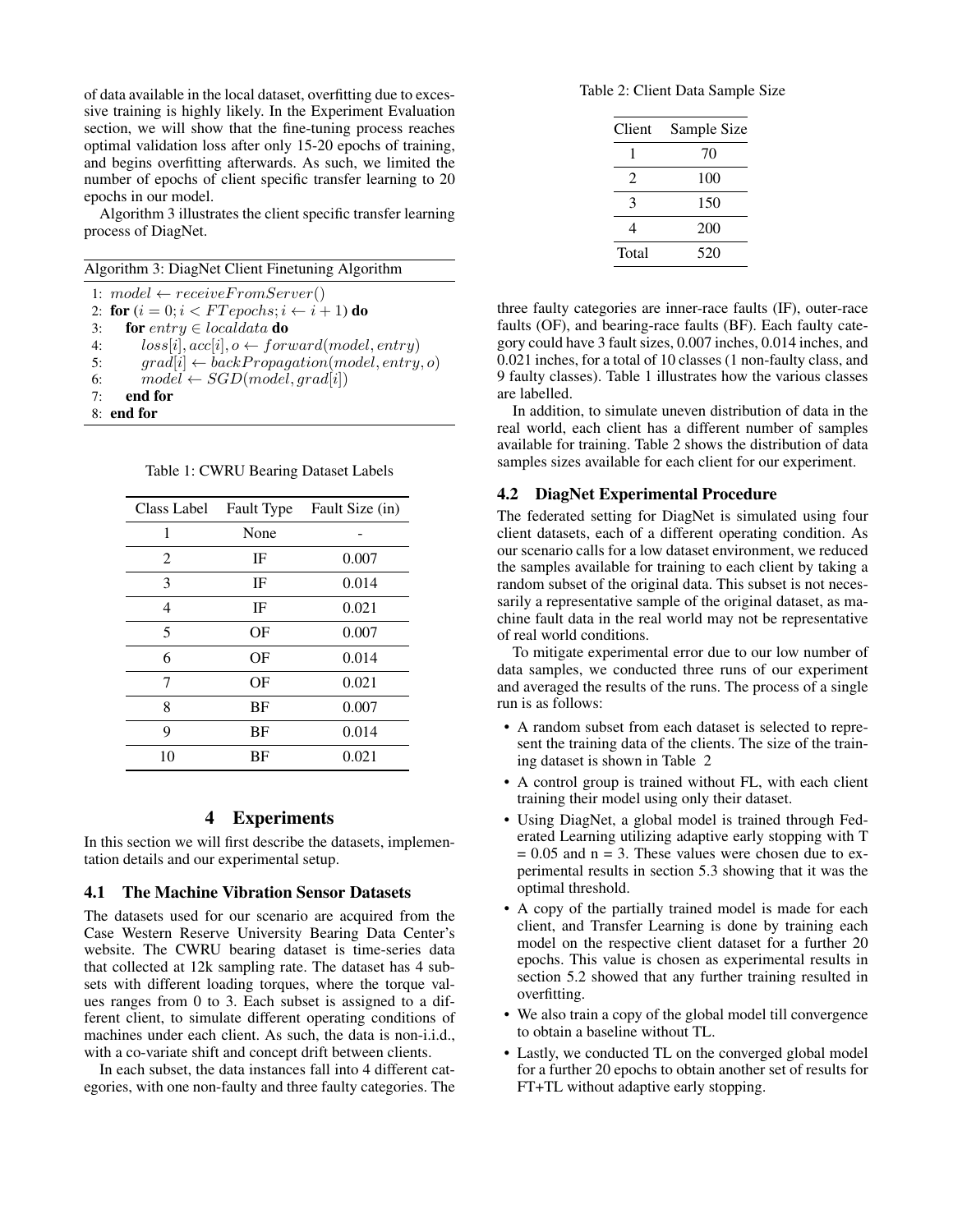of data available in the local dataset, overfitting due to excessive training is highly likely. In the Experiment Evaluation section, we will show that the fine-tuning process reaches optimal validation loss after only 15-20 epochs of training, and begins overfitting afterwards. As such, we limited the number of epochs of client specific transfer learning to 20 epochs in our model.

Algorithm 3 illustrates the client specific transfer learning process of DiagNet.

Algorithm 3: DiagNet Client Finetuning Algorithm

```
1: model ← receiveFromServer()
2: for (i = 0; i < FTepochs; i ← i + 1) do
3:     for entry ∈ localdata do
4:         loss[i], acc[i], o ← forward(model, entry)
5:         grad[i] ← backPropagation(model, entry, o)
6:         model ← SGD(model, grad[i])
7:     end for
8: end for
```

Table 1: CWRU Bearing Dataset Labels

| Class Label | Fault Type | Fault Size (in) |
|---|---|---|
| 1 | None | - |
| 2 | IF | 0.007 |
| 3 | IF | 0.014 |
| 4 | IF | 0.021 |
| 5 | OF | 0.007 |
| 6 | OF | 0.014 |
| 7 | OF | 0.021 |
| 8 | BF | 0.007 |
| 9 | BF | 0.014 |
| 10 | BF | 0.021 |

# 4 Experiments

In this section we will first describe the datasets, implementation details and our experimental setup.

## 4.1 The Machine Vibration Sensor Datasets

The datasets used for our scenario are acquired from the Case Western Reserve University Bearing Data Center's website. The CWRU bearing dataset is time-series data that collected at 12k sampling rate. The dataset has 4 subsets with different loading torques, where the torque values ranges from 0 to 3. Each subset is assigned to a different client, to simulate different operating conditions of machines under each client. As such, the data is non-i.i.d., with a co-variate shift and concept drift between clients.

In each subset, the data instances fall into 4 different categories, with one non-faulty and three faulty categories. The three faulty categories are inner-race faults (IF), outer-race faults (OF), and bearing-race faults (BF). Each faulty category could have 3 fault sizes, 0.007 inches, 0.014 inches, and 0.021 inches, for a total of 10 classes (1 non-faulty class, and 9 faulty classes). Table 1 illustrates how the various classes are labelled.

Table 2: Client Data Sample Size

| Client | Sample Size |
|---|---|
| 1 | 70 |
| 2 | 100 |
| 3 | 150 |
| 4 | 200 |
| Total | 520 |

In addition, to simulate uneven distribution of data in the real world, each client has a different number of samples available for training. Table 2 shows the distribution of data samples sizes available for each client for our experiment.

## 4.2 DiagNet Experimental Procedure

The federated setting for DiagNet is simulated using four client datasets, each of a different operating condition. As our scenario calls for a low dataset environment, we reduced the samples available for training to each client by taking a random subset of the original data. This subset is not necessarily a representative sample of the original dataset, as machine fault data in the real world may not be representative of real world conditions.

To mitigate experimental error due to our low number of data samples, we conducted three runs of our experiment and averaged the results of the runs. The process of a single run is as follows:

- A random subset from each dataset is selected to represent the training data of the clients. The size of the training dataset is shown in Table 2
- A control group is trained without FL, with each client training their model using only their dataset.
- Using DiagNet, a global model is trained through Federated Learning utilizing adaptive early stopping with T = 0.05 and n = 3. These values were chosen due to experimental results in section 5.3 showing that it was the optimal threshold.
- A copy of the partially trained model is made for each client, and Transfer Learning is done by training each model on the respective client dataset for a further 20 epochs. This value is chosen as experimental results in section 5.2 showed that any further training resulted in overfitting.
- We also train a copy of the global model till convergence to obtain a baseline without TL.
- Lastly, we conducted TL on the converged global model for a further 20 epochs to obtain another set of results for FT+TL without adaptive early stopping.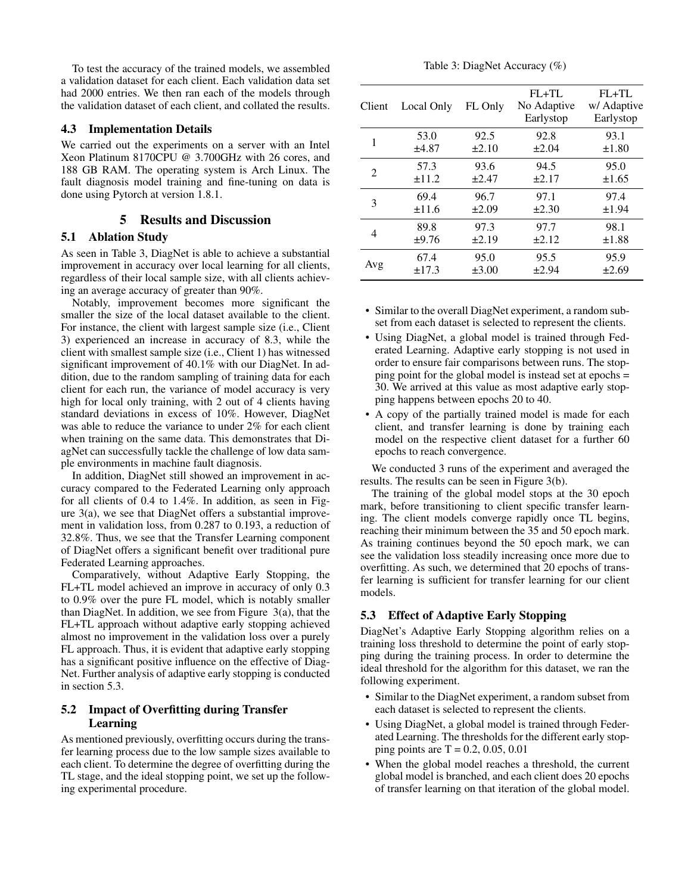To test the accuracy of the trained models, we assembled a validation dataset for each client. Each validation data set had 2000 entries. We then ran each of the models through the validation dataset of each client, and collated the results.

### 4.3 Implementation Details

We carried out the experiments on a server with an Intel Xeon Platinum 8170CPU @ 3.700GHz with 26 cores, and 188 GB RAM. The operating system is Arch Linux. The fault diagnosis model training and fine-tuning on data is done using Pytorch at version 1.8.1.

## 5 Results and Discussion

### 5.1 Ablation Study

As seen in Table 3, DiagNet is able to achieve a substantial improvement in accuracy over local learning for all clients, regardless of their local sample size, with all clients achieving an average accuracy of greater than 90%.

Notably, improvement becomes more significant the smaller the size of the local dataset available to the client. For instance, the client with largest sample size (i.e., Client 3) experienced an increase in accuracy of 8.3, while the client with smallest sample size (i.e., Client 1) has witnessed significant improvement of 40.1% with our DiagNet. In addition, due to the random sampling of training data for each client for each run, the variance of model accuracy is very high for local only training, with 2 out of 4 clients having standard deviations in excess of 10%. However, DiagNet was able to reduce the variance to under 2% for each client when training on the same data. This demonstrates that DiagNet can successfully tackle the challenge of low data sample environments in machine fault diagnosis.

In addition, DiagNet still showed an improvement in accuracy compared to the Federated Learning only approach for all clients of 0.4 to 1.4%. In addition, as seen in Figure 3(a), we see that DiagNet offers a substantial improvement in validation loss, from 0.287 to 0.193, a reduction of 32.8%. Thus, we see that the Transfer Learning component of DiagNet offers a significant benefit over traditional pure Federated Learning approaches.

Comparatively, without Adaptive Early Stopping, the FL+TL model achieved an improve in accuracy of only 0.3 to 0.9% over the pure FL model, which is notably smaller than DiagNet. In addition, we see from Figure 3(a), that the FL+TL approach without adaptive early stopping achieved almost no improvement in the validation loss over a purely FL approach. Thus, it is evident that adaptive early stopping has a significant positive influence on the effective of DiagNet. Further analysis of adaptive early stopping is conducted in section 5.3.

### 5.2 Impact of Overfitting during Transfer Learning

As mentioned previously, overfitting occurs during the transfer learning process due to the low sample sizes available to each client. To determine the degree of overfitting during the TL stage, and the ideal stopping point, we set up the following experimental procedure.

Table 3: DiagNet Accuracy (%)

| Client | Local Only | FL Only | FL+TL No Adaptive Earlystop | FL+TL w/ Adaptive Earlystop |
|---|---|---|---|---|
| 1 | 53.0 ±4.87 | 92.5 ±2.10 | 92.8 ±2.04 | 93.1 ±1.80 |
| 2 | 57.3 ±11.2 | 93.6 ±2.47 | 94.5 ±2.17 | 95.0 ±1.65 |
| 3 | 69.4 ±11.6 | 96.7 ±2.09 | 97.1 ±2.30 | 97.4 ±1.94 |
| 4 | 89.8 ±9.76 | 97.3 ±2.19 | 97.7 ±2.12 | 98.1 ±1.88 |
| Avg | 67.4 ±17.3 | 95.0 ±3.00 | 95.5 ±2.94 | 95.9 ±2.69 |

- Similar to the overall DiagNet experiment, a random subset from each dataset is selected to represent the clients.
- Using DiagNet, a global model is trained through Federated Learning. Adaptive early stopping is not used in order to ensure fair comparisons between runs. The stopping point for the global model is instead set at epochs = 30. We arrived at this value as most adaptive early stopping happens between epochs 20 to 40.
- A copy of the partially trained model is made for each client, and transfer learning is done by training each model on the respective client dataset for a further 60 epochs to reach convergence.

We conducted 3 runs of the experiment and averaged the results. The results can be seen in Figure 3(b).

The training of the global model stops at the 30 epoch mark, before transitioning to client specific transfer learning. The client models converge rapidly once TL begins, reaching their minimum between the 35 and 50 epoch mark. As training continues beyond the 50 epoch mark, we can see the validation loss steadily increasing once more due to overfitting. As such, we determined that 20 epochs of transfer learning is sufficient for transfer learning for our client models.

### 5.3 Effect of Adaptive Early Stopping

DiagNet's Adaptive Early Stopping algorithm relies on a training loss threshold to determine the point of early stopping during the training process. In order to determine the ideal threshold for the algorithm for this dataset, we ran the following experiment.

- Similar to the DiagNet experiment, a random subset from each dataset is selected to represent the clients.
- Using DiagNet, a global model is trained through Federated Learning. The thresholds for the different early stopping points are $T = 0.2, 0.05, 0.01$
- When the global model reaches a threshold, the current global model is branched, and each client does 20 epochs of transfer learning on that iteration of the global model.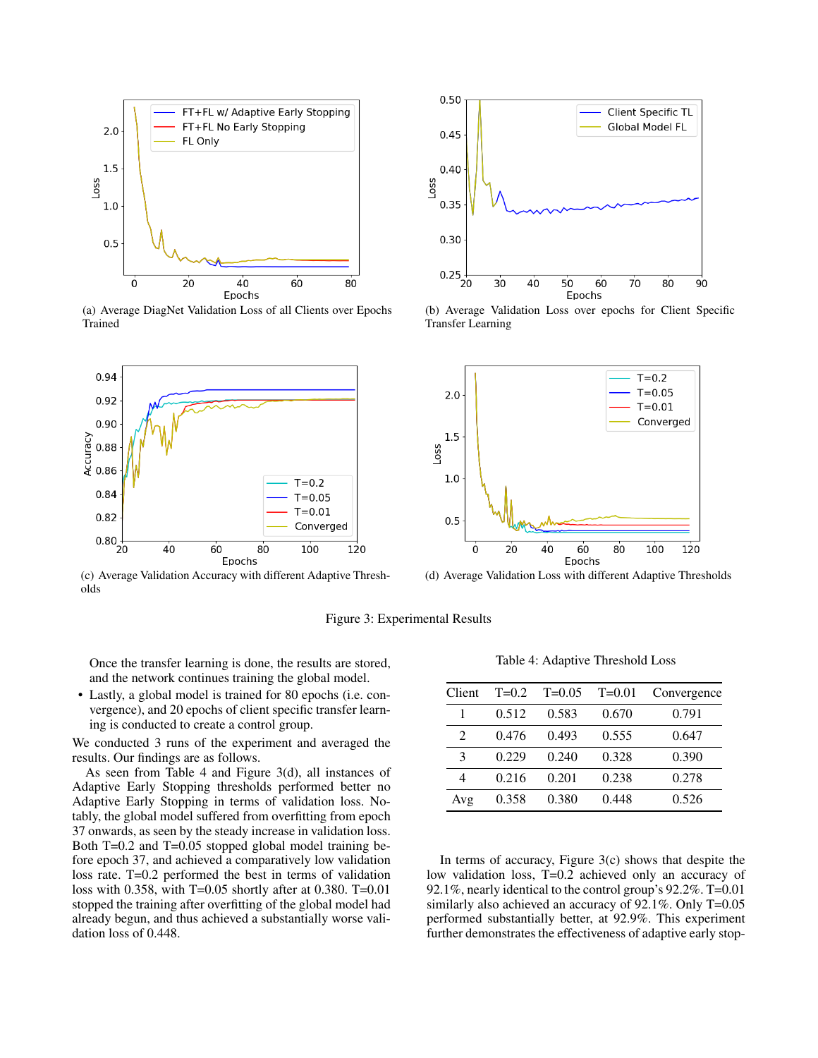(a) Average DiagNet Validation Loss of all Clients over Epochs Trained

(b) Average Validation Loss over epochs for Client Specific Transfer Learning

(c) Average Validation Accuracy with different Adaptive Thresholds

(d) Average Validation Loss with different Adaptive Thresholds

Figure 3: Experimental Results

Once the transfer learning is done, the results are stored, and the network continues training the global model.

- Lastly, a global model is trained for 80 epochs (i.e. convergence), and 20 epochs of client specific transfer learning is conducted to create a control group.

We conducted 3 runs of the experiment and averaged the results. Our findings are as follows.

As seen from Table 4 and Figure 3(d), all instances of Adaptive Early Stopping thresholds performed better no Adaptive Early Stopping in terms of validation loss. Notably, the global model suffered from overfitting from epoch 37 onwards, as seen by the steady increase in validation loss. Both T=0.2 and T=0.05 stopped global model training before epoch 37, and achieved a comparatively low validation loss rate. T=0.2 performed the best in terms of validation loss with 0.358, with T=0.05 shortly after at 0.380. T=0.01 stopped the training after overfitting of the global model had already begun, and thus achieved a substantially worse validation loss of 0.448.

Table 4: Adaptive Threshold Loss

| Client | T=0.2 | T=0.05 | T=0.01 | Convergence |
|---|---|---|---|---|
| 1 | 0.512 | 0.583 | 0.670 | 0.791 |
| 2 | 0.476 | 0.493 | 0.555 | 0.647 |
| 3 | 0.229 | 0.240 | 0.328 | 0.390 |
| 4 | 0.216 | 0.201 | 0.238 | 0.278 |
| Avg | 0.358 | 0.380 | 0.448 | 0.526 |

In terms of accuracy, Figure 3(c) shows that despite the low validation loss, T=0.2 achieved only an accuracy of 92.1%, nearly identical to the control group's 92.2%. T=0.01 similarly also achieved an accuracy of 92.1%. Only T=0.05 performed substantially better, at 92.9%. This experiment further demonstrates the effectiveness of adaptive early stop-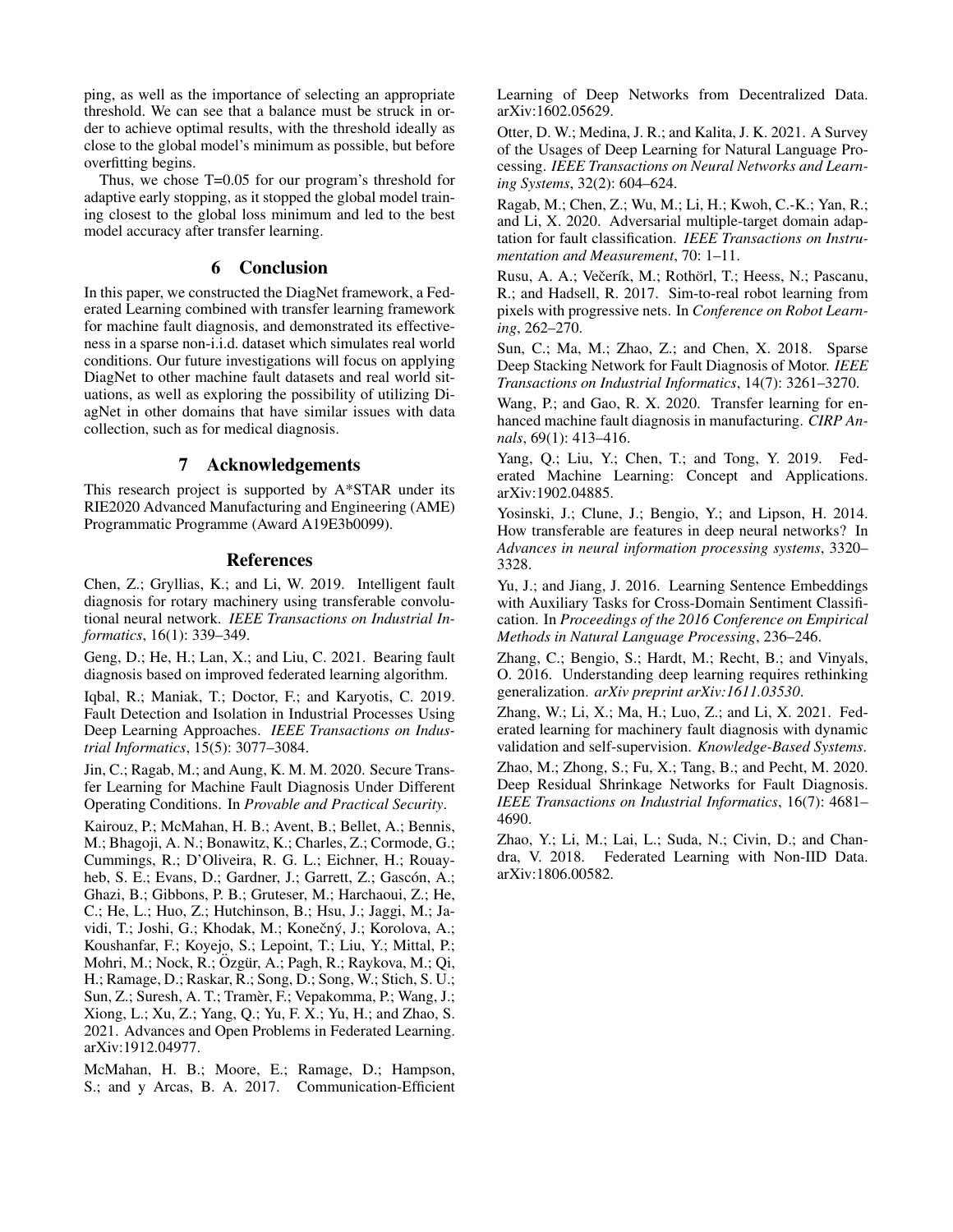ping, as well as the importance of selecting an appropriate threshold. We can see that a balance must be struck in order to achieve optimal results, with the threshold ideally as close to the global model's minimum as possible, but before overfitting begins.

Thus, we chose T=0.05 for our program's threshold for adaptive early stopping, as it stopped the global model training closest to the global loss minimum and led to the best model accuracy after transfer learning.

## 6 Conclusion

In this paper, we constructed the DiagNet framework, a Federated Learning combined with transfer learning framework for machine fault diagnosis, and demonstrated its effectiveness in a sparse non-i.i.d. dataset which simulates real world conditions. Our future investigations will focus on applying DiagNet to other machine fault datasets and real world situations, as well as exploring the possibility of utilizing DiagNet in other domains that have similar issues with data collection, such as for medical diagnosis.

## 7 Acknowledgements

This research project is supported by A*STAR under its RIE2020 Advanced Manufacturing and Engineering (AME) Programmatic Programme (Award A19E3b0099).

## References

Chen, Z.; Gryllias, K.; and Li, W. 2019. Intelligent fault diagnosis for rotary machinery using transferable convolutional neural network. *IEEE Transactions on Industrial Informatics*, 16(1): 339–349.

Geng, D.; He, H.; Lan, X.; and Liu, C. 2021. Bearing fault diagnosis based on improved federated learning algorithm.

Iqbal, R.; Maniak, T.; Doctor, F.; and Karyotis, C. 2019. Fault Detection and Isolation in Industrial Processes Using Deep Learning Approaches. *IEEE Transactions on Industrial Informatics*, 15(5): 3077–3084.

Jin, C.; Ragab, M.; and Aung, K. M. M. 2020. Secure Transfer Learning for Machine Fault Diagnosis Under Different Operating Conditions. In *Provable and Practical Security*.

Kairouz, P.; McMahan, H. B.; Avent, B.; Bellet, A.; Bennis, M.; Bhagoji, A. N.; Bonawitz, K.; Charles, Z.; Cormode, G.; Cummings, R.; D'Oliveira, R. G. L.; Eichner, H.; Rouayheb, S. E.; Evans, D.; Gardner, J.; Garrett, Z.; Gascón, A.; Ghazi, B.; Gibbons, P. B.; Gruteser, M.; Harchaoui, Z.; He, C.; He, L.; Huo, Z.; Hutchinson, B.; Hsu, J.; Jaggi, M.; Javidi, T.; Joshi, G.; Khodak, M.; Konečný, J.; Korolova, A.; Koushanfar, F.; Koyejo, S.; Lepoint, T.; Liu, Y.; Mittal, P.; Mohri, M.; Nock, R.; Özgür, A.; Pagh, R.; Raykova, M.; Qi, H.; Ramage, D.; Raskar, R.; Song, D.; Song, W.; Stich, S. U.; Sun, Z.; Suresh, A. T.; Tramèr, F.; Vepakomma, P.; Wang, J.; Xiong, L.; Xu, Z.; Yang, Q.; Yu, F. X.; Yu, H.; and Zhao, S. 2021. Advances and Open Problems in Federated Learning. arXiv:1912.04977.

McMahan, H. B.; Moore, E.; Ramage, D.; Hampson, S.; and y Arcas, B. A. 2017. Communication-Efficient Learning of Deep Networks from Decentralized Data. arXiv:1602.05629.

Otter, D. W.; Medina, J. R.; and Kalita, J. K. 2021. A Survey of the Usages of Deep Learning for Natural Language Processing. *IEEE Transactions on Neural Networks and Learning Systems*, 32(2): 604–624.

Ragab, M.; Chen, Z.; Wu, M.; Li, H.; Kwoh, C.-K.; Yan, R.; and Li, X. 2020. Adversarial multiple-target domain adaptation for fault classification. *IEEE Transactions on Instrumentation and Measurement*, 70: 1–11.

Rusu, A. A.; Večerík, M.; Rothörl, T.; Heess, N.; Pascanu, R.; and Hadsell, R. 2017. Sim-to-real robot learning from pixels with progressive nets. In *Conference on Robot Learning*, 262–270.

Sun, C.; Ma, M.; Zhao, Z.; and Chen, X. 2018. Sparse Deep Stacking Network for Fault Diagnosis of Motor. *IEEE Transactions on Industrial Informatics*, 14(7): 3261–3270.

Wang, P.; and Gao, R. X. 2020. Transfer learning for enhanced machine fault diagnosis in manufacturing. *CIRP Annals*, 69(1): 413–416.

Yang, Q.; Liu, Y.; Chen, T.; and Tong, Y. 2019. Federated Machine Learning: Concept and Applications. arXiv:1902.04885.

Yosinski, J.; Clune, J.; Bengio, Y.; and Lipson, H. 2014. How transferable are features in deep neural networks? In *Advances in neural information processing systems*, 3320–3328.

Yu, J.; and Jiang, J. 2016. Learning Sentence Embeddings with Auxiliary Tasks for Cross-Domain Sentiment Classification. In *Proceedings of the 2016 Conference on Empirical Methods in Natural Language Processing*, 236–246.

Zhang, C.; Bengio, S.; Hardt, M.; Recht, B.; and Vinyals, O. 2016. Understanding deep learning requires rethinking generalization. *arXiv preprint arXiv:1611.03530*.

Zhang, W.; Li, X.; Ma, H.; Luo, Z.; and Li, X. 2021. Federated learning for machinery fault diagnosis with dynamic validation and self-supervision. *Knowledge-Based Systems*.

Zhao, M.; Zhong, S.; Fu, X.; Tang, B.; and Pecht, M. 2020. Deep Residual Shrinkage Networks for Fault Diagnosis. *IEEE Transactions on Industrial Informatics*, 16(7): 4681–4690.

Zhao, Y.; Li, M.; Lai, L.; Suda, N.; Civin, D.; and Chandra, V. 2018. Federated Learning with Non-IID Data. arXiv:1806.00582.